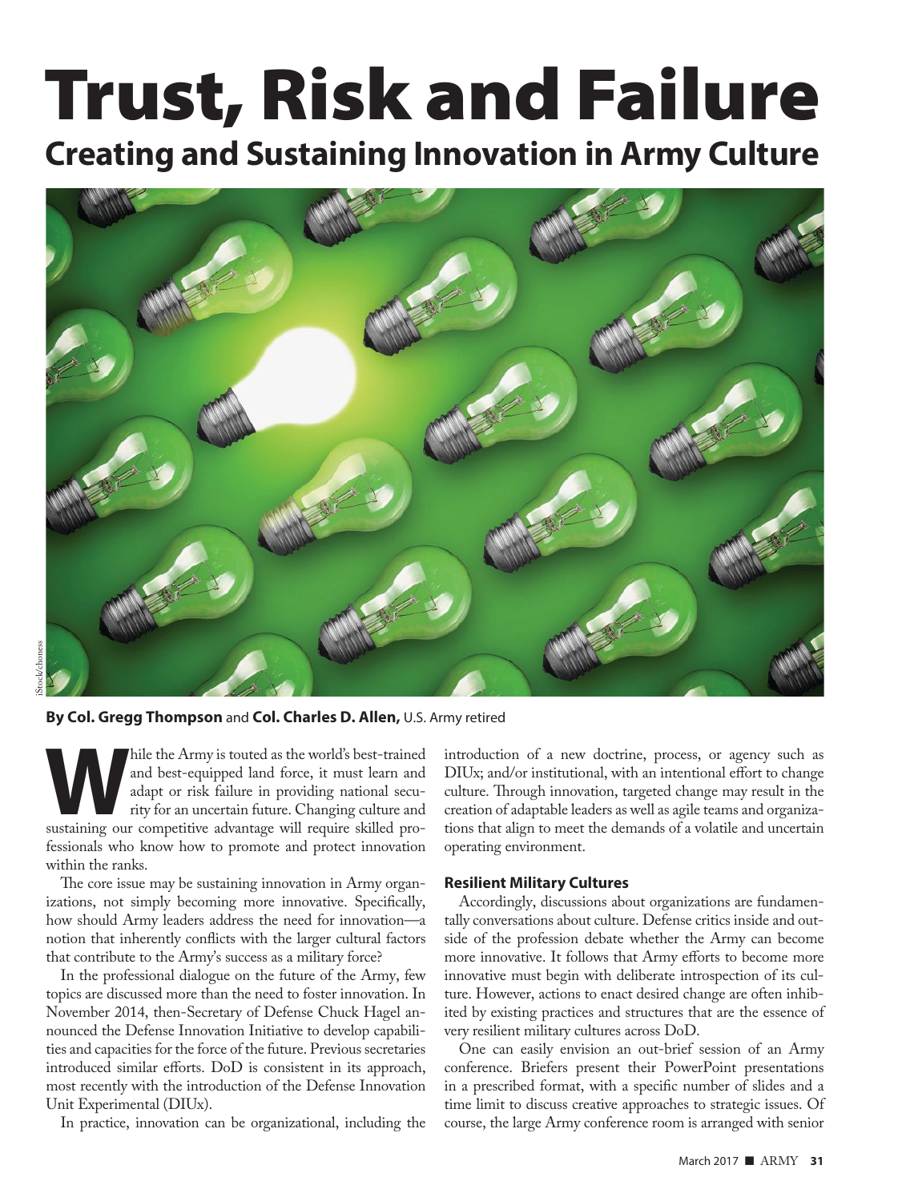# Trust, Risk and Failure

## Creating and Sustaining Innovation in Army Culture

iStock/choness

**By Col. Gregg Thompson** and **Col. Charles D. Allen,** U.S. Army retired

While the Army is touted as the world's best-trained and best-equipped land force, it must learn and adapt or risk failure in providing national security for an uncertain future. Changing culture and sustaining our competitive advantage will require skilled professionals who know how to promote and protect innovation within the ranks.

The core issue may be sustaining innovation in Army organizations, not simply becoming more innovative. Specifically, how should Army leaders address the need for innovation—a notion that inherently conflicts with the larger cultural factors that contribute to the Army's success as a military force?

In the professional dialogue on the future of the Army, few topics are discussed more than the need to foster innovation. In November 2014, then-Secretary of Defense Chuck Hagel announced the Defense Innovation Initiative to develop capabilities and capacities for the force of the future. Previous secretaries introduced similar efforts. DoD is consistent in its approach, most recently with the introduction of the Defense Innovation Unit Experimental (DIUx).

In practice, innovation can be organizational, including the introduction of a new doctrine, process, or agency such as DIUx; and/or institutional, with an intentional effort to change culture. Through innovation, targeted change may result in the creation of adaptable leaders as well as agile teams and organizations that align to meet the demands of a volatile and uncertain operating environment.

### Resilient Military Cultures

Accordingly, discussions about organizations are fundamentally conversations about culture. Defense critics inside and outside of the profession debate whether the Army can become more innovative. It follows that Army efforts to become more innovative must begin with deliberate introspection of its culture. However, actions to enact desired change are often inhibited by existing practices and structures that are the essence of very resilient military cultures across DoD.

One can easily envision an out-brief session of an Army conference. Briefers present their PowerPoint presentations in a prescribed format, with a specific number of slides and a time limit to discuss creative approaches to strategic issues. Of course, the large Army conference room is arranged with senior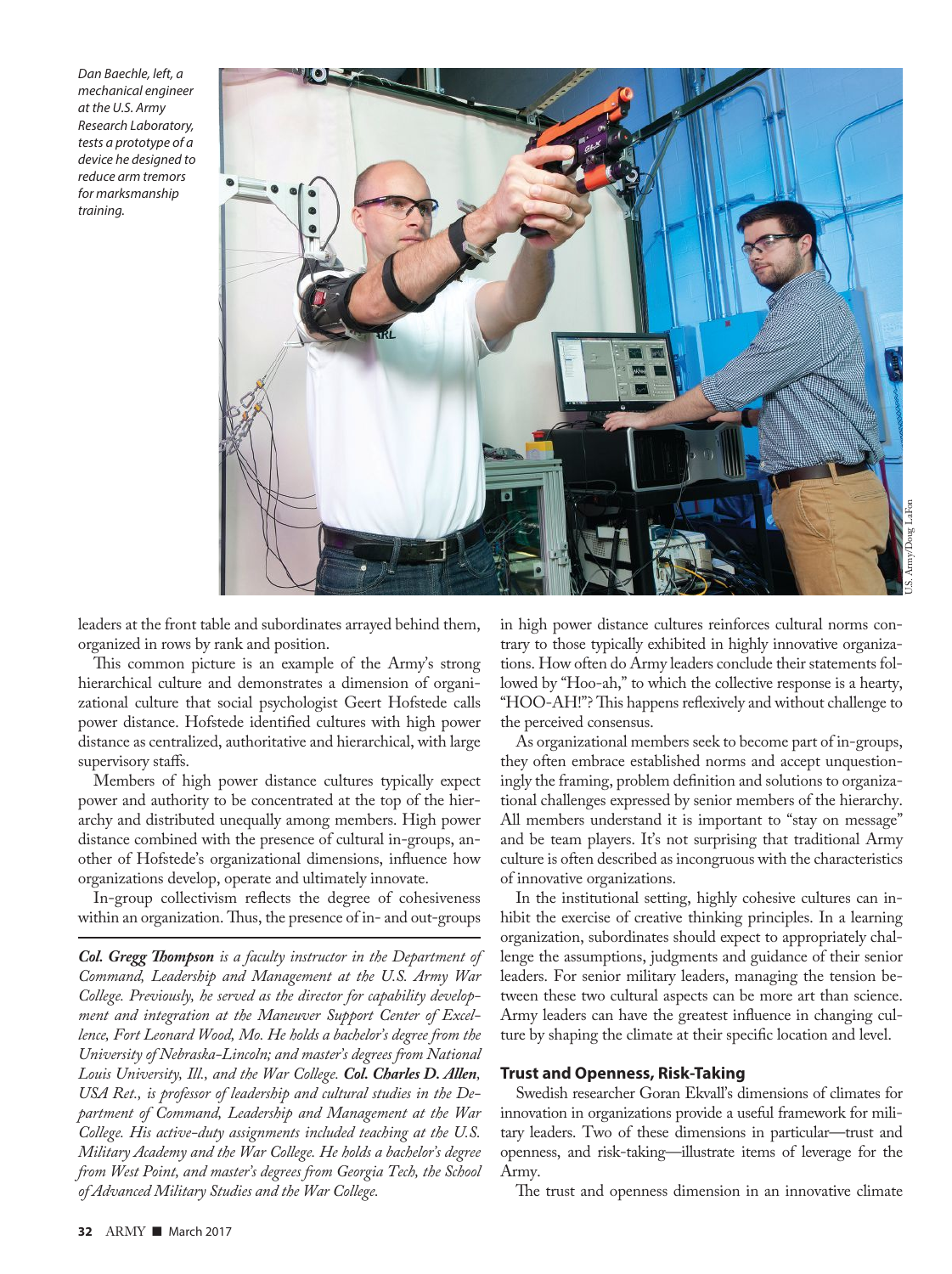Dan Baechle, left, a mechanical engineer at the U.S. Army Research Laboratory, tests a prototype of a device he designed to reduce arm tremors for marksmanship training.

U.S. Army/Doug LaFon

leaders at the front table and subordinates arrayed behind them, organized in rows by rank and position.

This common picture is an example of the Army's strong hierarchical culture and demonstrates a dimension of organizational culture that social psychologist Geert Hofstede calls power distance. Hofstede identified cultures with high power distance as centralized, authoritative and hierarchical, with large supervisory staffs.

Members of high power distance cultures typically expect power and authority to be concentrated at the top of the hierarchy and distributed unequally among members. High power distance combined with the presence of cultural in-groups, another of Hofstede's organizational dimensions, influence how organizations develop, operate and ultimately innovate.

In-group collectivism reflects the degree of cohesiveness within an organization. Thus, the presence of in- and out-groups in high power distance cultures reinforces cultural norms contrary to those typically exhibited in highly innovative organizations. How often do Army leaders conclude their statements followed by "Hoo-ah," to which the collective response is a hearty, "HOO-AH!"? This happens reflexively and without challenge to the perceived consensus.

As organizational members seek to become part of in-groups, they often embrace established norms and accept unquestioningly the framing, problem definition and solutions to organizational challenges expressed by senior members of the hierarchy. All members understand it is important to "stay on message" and be team players. It's not surprising that traditional Army culture is often described as incongruous with the characteristics of innovative organizations.

In the institutional setting, highly cohesive cultures can inhibit the exercise of creative thinking principles. In a learning organization, subordinates should expect to appropriately challenge the assumptions, judgments and guidance of their senior leaders. For senior military leaders, managing the tension between these two cultural aspects can be more art than science. Army leaders can have the greatest influence in changing culture by shaping the climate at their specific location and level.

## Trust and Openness, Risk-Taking

Swedish researcher Goran Ekvall's dimensions of climates for innovation in organizations provide a useful framework for military leaders. Two of these dimensions in particular—trust and openness, and risk-taking—illustrate items of leverage for the Army.

The trust and openness dimension in an innovative climate

*__Col. Gregg Thompson__ is a faculty instructor in the Department of Command, Leadership and Management at the U.S. Army War College. Previously, he served as the director for capability development and integration at the Maneuver Support Center of Excellence, Fort Leonard Wood, Mo. He holds a bachelor's degree from the University of Nebraska-Lincoln; and master's degrees from National Louis University, Ill., and the War College. __Col. Charles D. Allen__, USA Ret., is professor of leadership and cultural studies in the Department of Command, Leadership and Management at the War College. His active-duty assignments included teaching at the U.S. Military Academy and the War College. He holds a bachelor's degree from West Point, and master's degrees from Georgia Tech, the School of Advanced Military Studies and the War College.*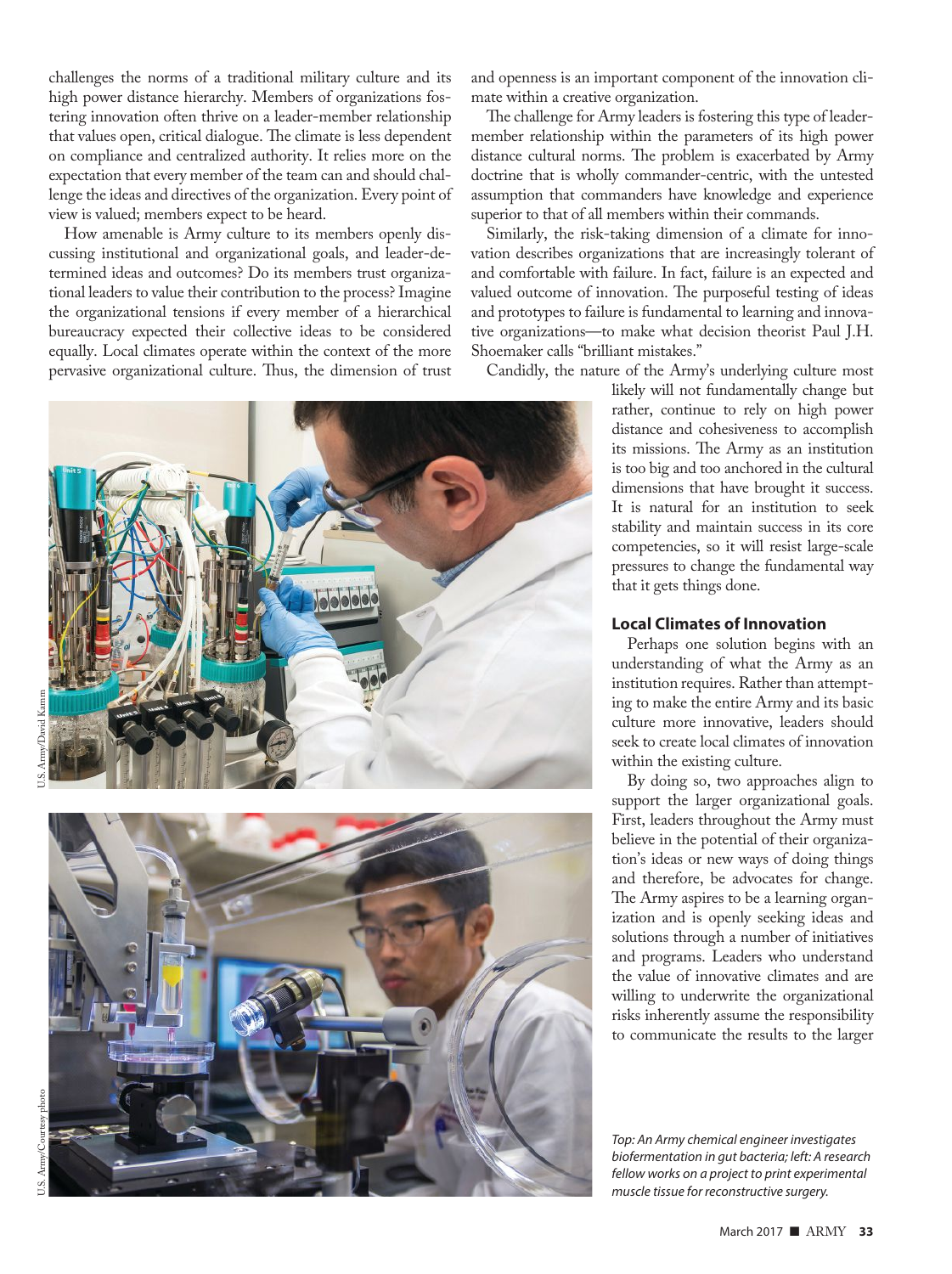challenges the norms of a traditional military culture and its high power distance hierarchy. Members of organizations fostering innovation often thrive on a leader-member relationship that values open, critical dialogue. The climate is less dependent on compliance and centralized authority. It relies more on the expectation that every member of the team can and should challenge the ideas and directives of the organization. Every point of view is valued; members expect to be heard.

How amenable is Army culture to its members openly discussing institutional and organizational goals, and leader-determined ideas and outcomes? Do its members trust organizational leaders to value their contribution to the process? Imagine the organizational tensions if every member of a hierarchical bureaucracy expected their collective ideas to be considered equally. Local climates operate within the context of the more pervasive organizational culture. Thus, the dimension of trust and openness is an important component of the innovation climate within a creative organization.

The challenge for Army leaders is fostering this type of leader-member relationship within the parameters of its high power distance cultural norms. The problem is exacerbated by Army doctrine that is wholly commander-centric, with the untested assumption that commanders have knowledge and experience superior to that of all members within their commands.

Similarly, the risk-taking dimension of a climate for innovation describes organizations that are increasingly tolerant of and comfortable with failure. In fact, failure is an expected and valued outcome of innovation. The purposeful testing of ideas and prototypes to failure is fundamental to learning and innovative organizations—to make what decision theorist Paul J.H. Shoemaker calls "brilliant mistakes."

Candidly, the nature of the Army's underlying culture most likely will not fundamentally change but rather, continue to rely on high power distance and cohesiveness to accomplish its missions. The Army as an institution is too big and too anchored in the cultural dimensions that have brought it success. It is natural for an institution to seek stability and maintain success in its core competencies, so it will resist large-scale pressures to change the fundamental way that it gets things done.

### Local Climates of Innovation

Perhaps one solution begins with an understanding of what the Army as an institution requires. Rather than attempting to make the entire Army and its basic culture more innovative, leaders should seek to create local climates of innovation within the existing culture.

By doing so, two approaches align to support the larger organizational goals. First, leaders throughout the Army must believe in the potential of their organization's ideas or new ways of doing things and therefore, be advocates for change. The Army aspires to be a learning organization and is openly seeking ideas and solutions through a number of initiatives and programs. Leaders who understand the value of innovative climates and are willing to underwrite the organizational risks inherently assume the responsibility to communicate the results to the larger

U.S. Army/David Kamm

U.S. Army/Courtesy photo

*Top: An Army chemical engineer investigates biofermentation in gut bacteria; left: A research fellow works on a project to print experimental muscle tissue for reconstructive surgery.*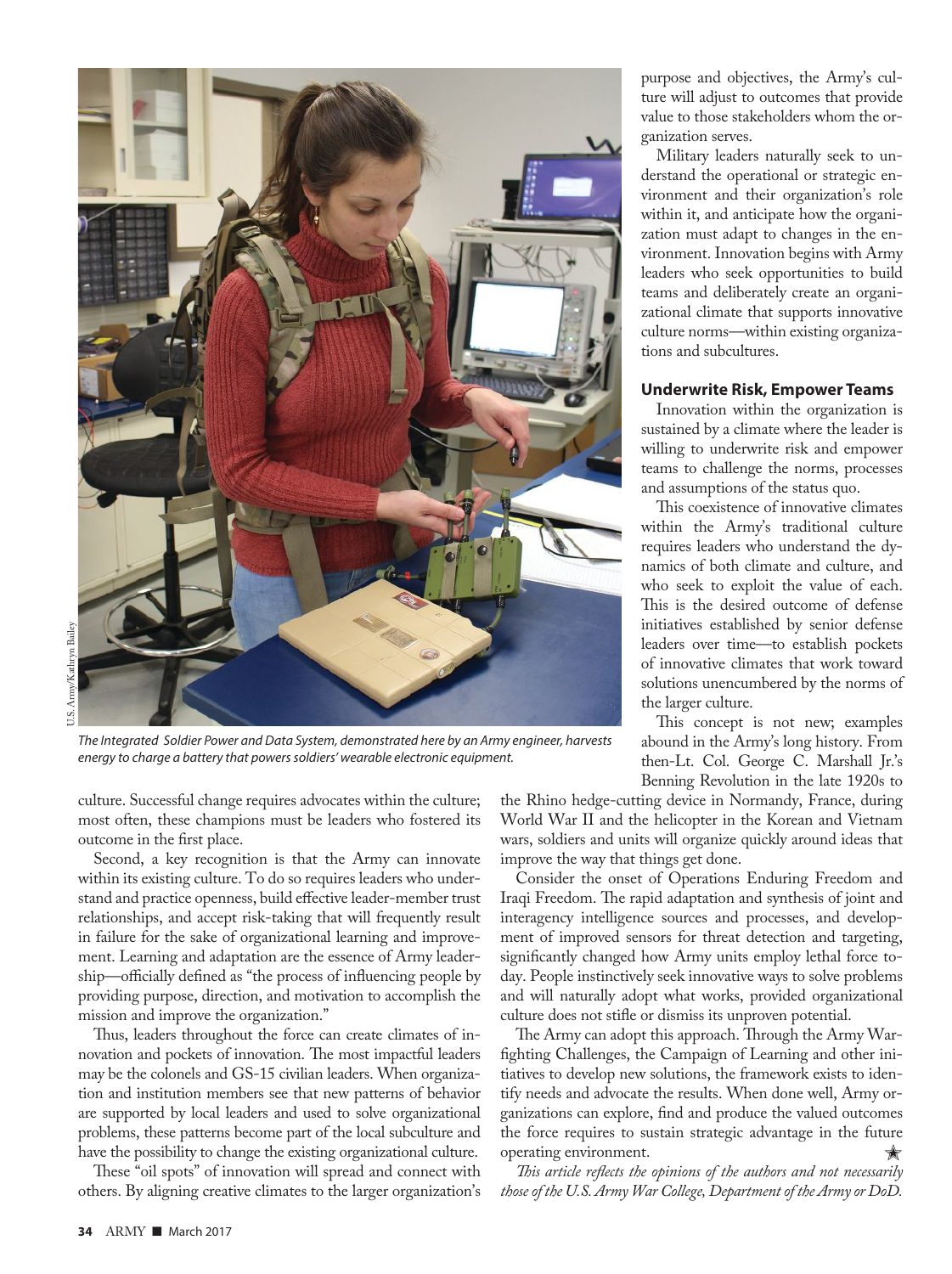The Integrated Soldier Power and Data System, demonstrated here by an Army engineer, harvests energy to charge a battery that powers soldiers' wearable electronic equipment.

culture. Successful change requires advocates within the culture; most often, these champions must be leaders who fostered its outcome in the first place.

Second, a key recognition is that the Army can innovate within its existing culture. To do so requires leaders who understand and practice openness, build effective leader-member trust relationships, and accept risk-taking that will frequently result in failure for the sake of organizational learning and improvement. Learning and adaptation are the essence of Army leadership—officially defined as "the process of influencing people by providing purpose, direction, and motivation to accomplish the mission and improve the organization."

Thus, leaders throughout the force can create climates of innovation and pockets of innovation. The most impactful leaders may be the colonels and GS-15 civilian leaders. When organization and institution members see that new patterns of behavior are supported by local leaders and used to solve organizational problems, these patterns become part of the local subculture and have the possibility to change the existing organizational culture.

These "oil spots" of innovation will spread and connect with others. By aligning creative climates to the larger organization's purpose and objectives, the Army's culture will adjust to outcomes that provide value to those stakeholders whom the organization serves.

Military leaders naturally seek to understand the operational or strategic environment and their organization's role within it, and anticipate how the organization must adapt to changes in the environment. Innovation begins with Army leaders who seek opportunities to build teams and deliberately create an organizational climate that supports innovative culture norms—within existing organizations and subcultures.

### Underwrite Risk, Empower Teams

Innovation within the organization is sustained by a climate where the leader is willing to underwrite risk and empower teams to challenge the norms, processes and assumptions of the status quo.

This coexistence of innovative climates within the Army's traditional culture requires leaders who understand the dynamics of both climate and culture, and who seek to exploit the value of each. This is the desired outcome of defense initiatives established by senior defense leaders over time—to establish pockets of innovative climates that work toward solutions unencumbered by the norms of the larger culture.

This concept is not new; examples abound in the Army's long history. From then-Lt. Col. George C. Marshall Jr.'s Benning Revolution in the late 1920s to the Rhino hedge-cutting device in Normandy, France, during World War II and the helicopter in the Korean and Vietnam wars, soldiers and units will organize quickly around ideas that improve the way that things get done.

Consider the onset of Operations Enduring Freedom and Iraqi Freedom. The rapid adaptation and synthesis of joint and interagency intelligence sources and processes, and development of improved sensors for threat detection and targeting, significantly changed how Army units employ lethal force today. People instinctively seek innovative ways to solve problems and will naturally adopt what works, provided organizational culture does not stifle or dismiss its unproven potential.

The Army can adopt this approach. Through the Army Warfighting Challenges, the Campaign of Learning and other initiatives to develop new solutions, the framework exists to identify needs and advocate the results. When done well, Army organizations can explore, find and produce the valued outcomes the force requires to sustain strategic advantage in the future operating environment. ★

*This article reflects the opinions of the authors and not necessarily those of the U.S. Army War College, Department of the Army or DoD.*